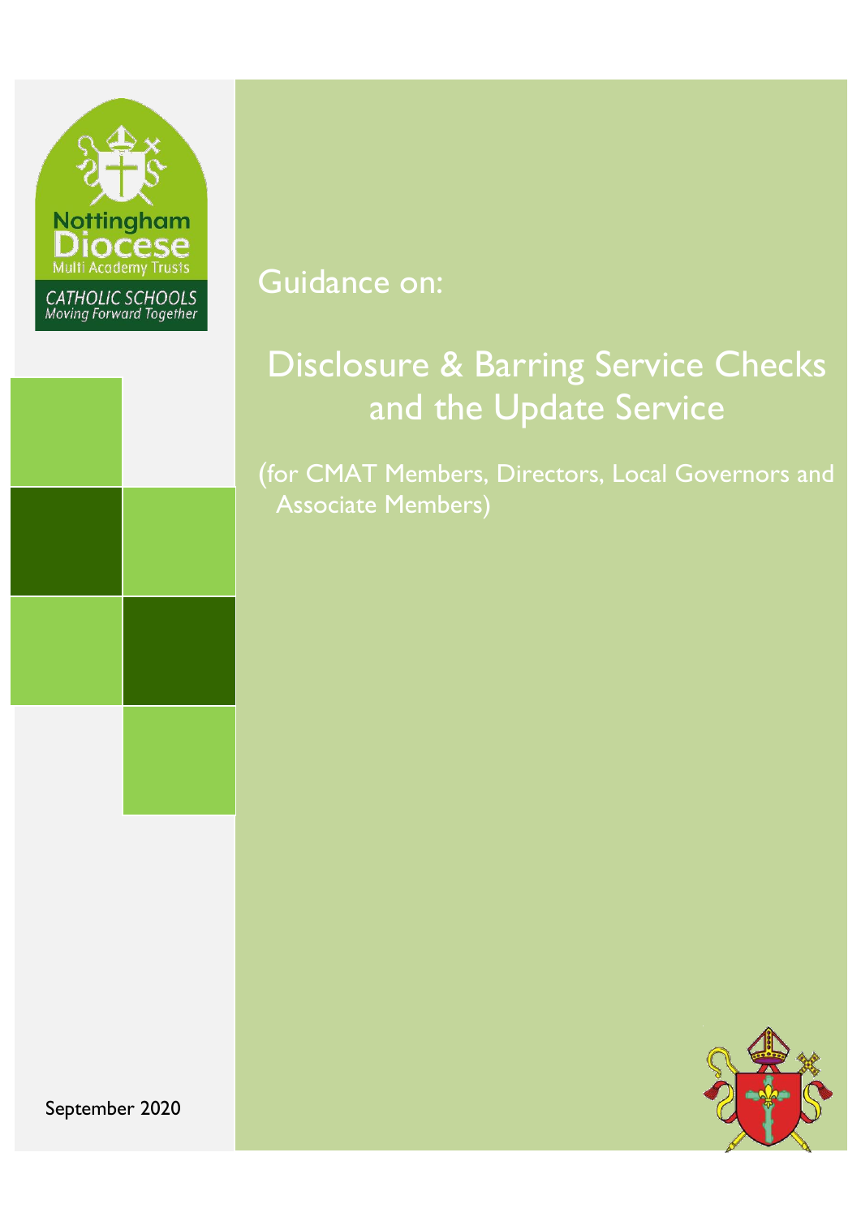Nottingham Diocese Multi Academy Trusts

CATHOLIC SCHOOLS *Moving Forward Together*

Guidance on:

# Disclosure & Barring Service Checks and the Update Service

(for CMAT Members, Directors, Local Governors and Associate Members)

September 2020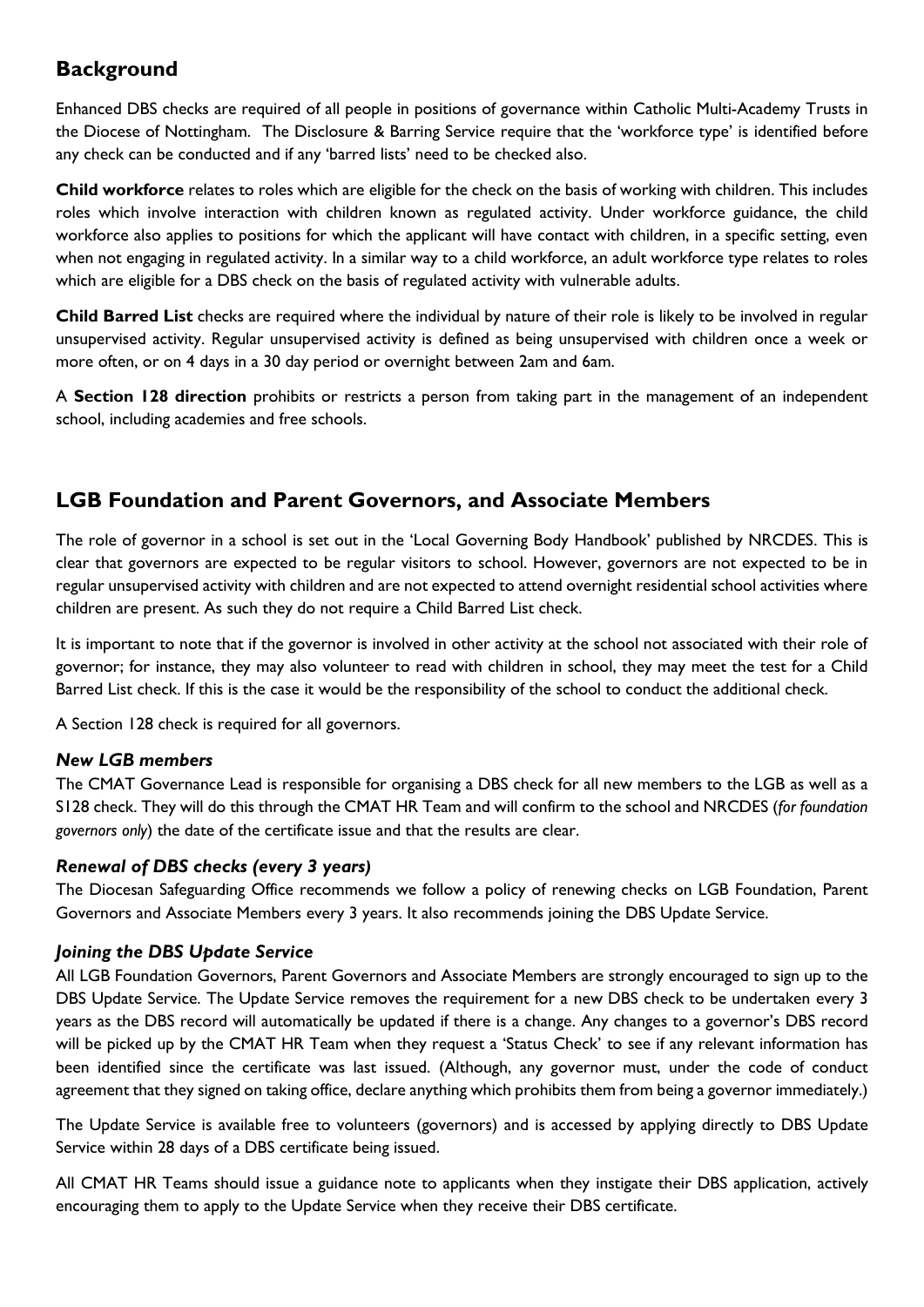## Background

Enhanced DBS checks are required of all people in positions of governance within Catholic Multi-Academy Trusts in the Diocese of Nottingham. The Disclosure & Barring Service require that the 'workforce type' is identified before any check can be conducted and if any 'barred lists' need to be checked also.

**Child workforce** relates to roles which are eligible for the check on the basis of working with children. This includes roles which involve interaction with children known as regulated activity. Under workforce guidance, the child workforce also applies to positions for which the applicant will have contact with children, in a specific setting, even when not engaging in regulated activity. In a similar way to a child workforce, an adult workforce type relates to roles which are eligible for a DBS check on the basis of regulated activity with vulnerable adults.

**Child Barred List** checks are required where the individual by nature of their role is likely to be involved in regular unsupervised activity. Regular unsupervised activity is defined as being unsupervised with children once a week or more often, or on 4 days in a 30 day period or overnight between 2am and 6am.

A **Section 128 direction** prohibits or restricts a person from taking part in the management of an independent school, including academies and free schools.

## LGB Foundation and Parent Governors, and Associate Members

The role of governor in a school is set out in the 'Local Governing Body Handbook' published by NRCDES. This is clear that governors are expected to be regular visitors to school. However, governors are not expected to be in regular unsupervised activity with children and are not expected to attend overnight residential school activities where children are present. As such they do not require a Child Barred List check.

It is important to note that if the governor is involved in other activity at the school not associated with their role of governor; for instance, they may also volunteer to read with children in school, they may meet the test for a Child Barred List check. If this is the case it would be the responsibility of the school to conduct the additional check.

A Section 128 check is required for all governors.

### *New LGB members*

The CMAT Governance Lead is responsible for organising a DBS check for all new members to the LGB as well as a S128 check. They will do this through the CMAT HR Team and will confirm to the school and NRCDES (*for foundation governors only*) the date of the certificate issue and that the results are clear.

### *Renewal of DBS checks (every 3 years)*

The Diocesan Safeguarding Office recommends we follow a policy of renewing checks on LGB Foundation, Parent Governors and Associate Members every 3 years. It also recommends joining the DBS Update Service.

### *Joining the DBS Update Service*

All LGB Foundation Governors, Parent Governors and Associate Members are strongly encouraged to sign up to the DBS Update Service. The Update Service removes the requirement for a new DBS check to be undertaken every 3 years as the DBS record will automatically be updated if there is a change. Any changes to a governor's DBS record will be picked up by the CMAT HR Team when they request a 'Status Check' to see if any relevant information has been identified since the certificate was last issued. (Although, any governor must, under the code of conduct agreement that they signed on taking office, declare anything which prohibits them from being a governor immediately.)

The Update Service is available free to volunteers (governors) and is accessed by applying directly to DBS Update Service within 28 days of a DBS certificate being issued.

All CMAT HR Teams should issue a guidance note to applicants when they instigate their DBS application, actively encouraging them to apply to the Update Service when they receive their DBS certificate.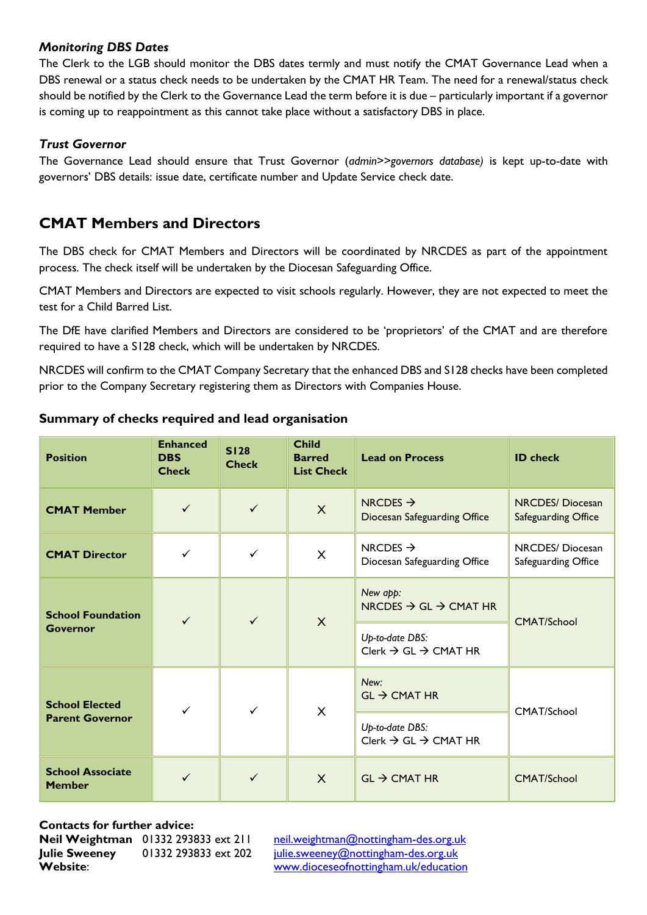### *Monitoring DBS Dates*

The Clerk to the LGB should monitor the DBS dates termly and must notify the CMAT Governance Lead when a DBS renewal or a status check needs to be undertaken by the CMAT HR Team. The need for a renewal/status check should be notified by the Clerk to the Governance Lead the term before it is due – particularly important if a governor is coming up to reappointment as this cannot take place without a satisfactory DBS in place.

### *Trust Governor*

The Governance Lead should ensure that Trust Governor (*admin>>governors database)* is kept up-to-date with governors' DBS details: issue date, certificate number and Update Service check date.

## CMAT Members and Directors

The DBS check for CMAT Members and Directors will be coordinated by NRCDES as part of the appointment process. The check itself will be undertaken by the Diocesan Safeguarding Office.

CMAT Members and Directors are expected to visit schools regularly. However, they are not expected to meet the test for a Child Barred List.

The DfE have clarified Members and Directors are considered to be 'proprietors' of the CMAT and are therefore required to have a S128 check, which will be undertaken by NRCDES.

NRCDES will confirm to the CMAT Company Secretary that the enhanced DBS and S128 checks have been completed prior to the Company Secretary registering them as Directors with Companies House.

### Summary of checks required and lead organisation

| Position | Enhanced DBS Check | S128 Check | Child Barred List Check | Lead on Process | ID check |
|---|---|---|---|---|---|
| **CMAT Member** | ✓ | ✓ | X | NRCDES → Diocesan Safeguarding Office | NRCDES/ Diocesan Safeguarding Office |
| **CMAT Director** | ✓ | ✓ | X | NRCDES → Diocesan Safeguarding Office | NRCDES/ Diocesan Safeguarding Office |
| **School Foundation Governor** | ✓ | ✓ | X | *New app:* NRCDES → GL → CMAT HR<br>*Up-to-date DBS:* Clerk → GL → CMAT HR | CMAT/School |
| **School Elected Parent Governor** | ✓ | ✓ | X | *New:* GL → CMAT HR<br>*Up-to-date DBS:* Clerk → GL → CMAT HR | CMAT/School |
| **School Associate Member** | ✓ | ✓ | X | GL → CMAT HR | CMAT/School |

**Contacts for further advice:**

**Neil Weightman** 01332 293833 ext 211 neil.weightman@nottingham-des.org.uk
**Julie Sweeney** 01332 293833 ext 202 julie.sweeney@nottingham-des.org.uk
**Website**: www.dioceseofnottingham.uk/education